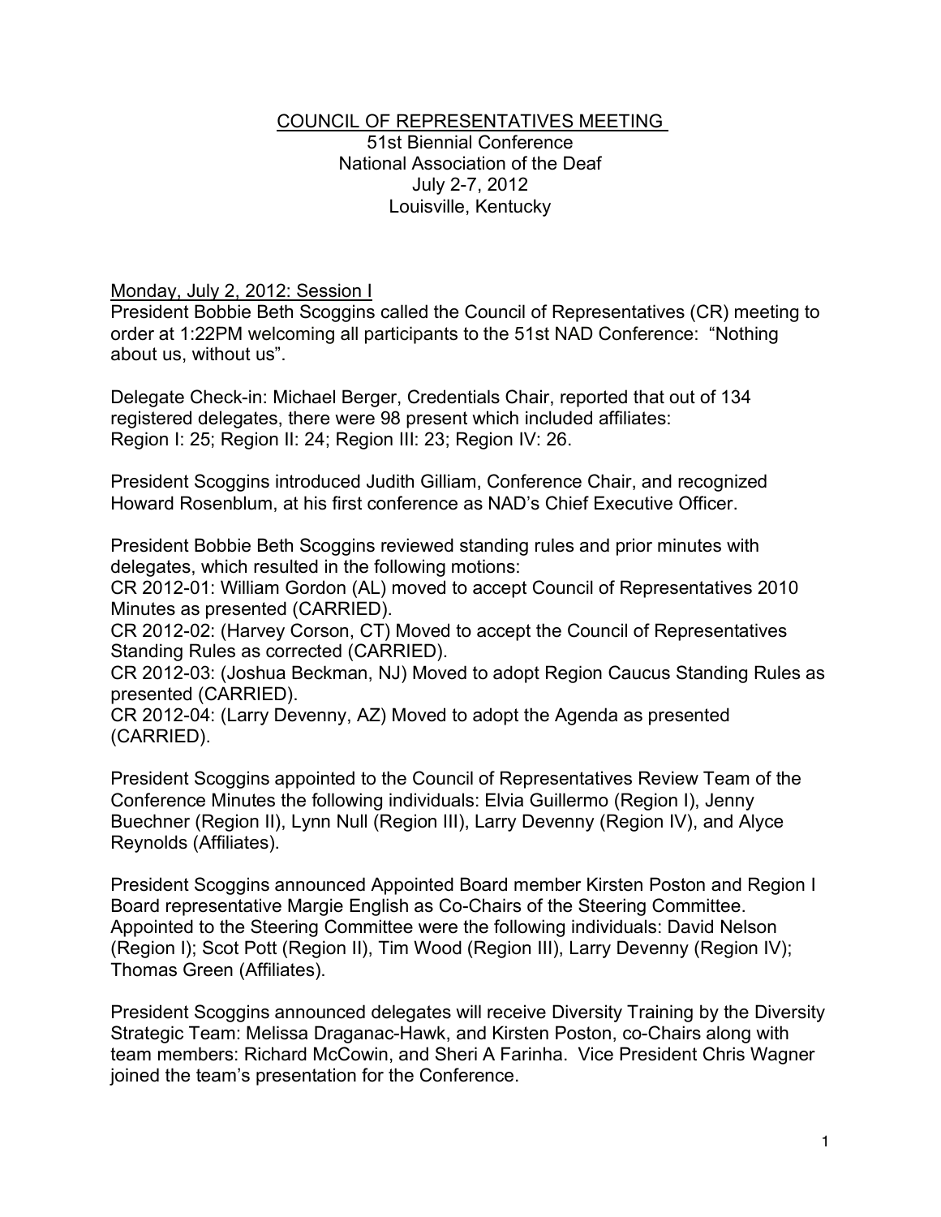# COUNCIL OF REPRESENTATIVES MEETING

51st Biennial Conference
National Association of the Deaf
July 2-7, 2012
Louisville, Kentucky

Monday, July 2, 2012: Session I

President Bobbie Beth Scoggins called the Council of Representatives (CR) meeting to order at 1:22PM welcoming all participants to the 51st NAD Conference: "Nothing about us, without us".

Delegate Check-in: Michael Berger, Credentials Chair, reported that out of 134 registered delegates, there were 98 present which included affiliates: Region I: 25; Region II: 24; Region III: 23; Region IV: 26.

President Scoggins introduced Judith Gilliam, Conference Chair, and recognized Howard Rosenblum, at his first conference as NAD's Chief Executive Officer.

President Bobbie Beth Scoggins reviewed standing rules and prior minutes with delegates, which resulted in the following motions:
CR 2012-01: William Gordon (AL) moved to accept Council of Representatives 2010 Minutes as presented (CARRIED).
CR 2012-02: (Harvey Corson, CT) Moved to accept the Council of Representatives Standing Rules as corrected (CARRIED).
CR 2012-03: (Joshua Beckman, NJ) Moved to adopt Region Caucus Standing Rules as presented (CARRIED).
CR 2012-04: (Larry Devenny, AZ) Moved to adopt the Agenda as presented (CARRIED).

President Scoggins appointed to the Council of Representatives Review Team of the Conference Minutes the following individuals: Elvia Guillermo (Region I), Jenny Buechner (Region II), Lynn Null (Region III), Larry Devenny (Region IV), and Alyce Reynolds (Affiliates).

President Scoggins announced Appointed Board member Kirsten Poston and Region I Board representative Margie English as Co-Chairs of the Steering Committee. Appointed to the Steering Committee were the following individuals: David Nelson (Region I); Scot Pott (Region II), Tim Wood (Region III), Larry Devenny (Region IV); Thomas Green (Affiliates).

President Scoggins announced delegates will receive Diversity Training by the Diversity Strategic Team: Melissa Draganac-Hawk, and Kirsten Poston, co-Chairs along with team members: Richard McCowin, and Sheri A Farinha. Vice President Chris Wagner joined the team's presentation for the Conference.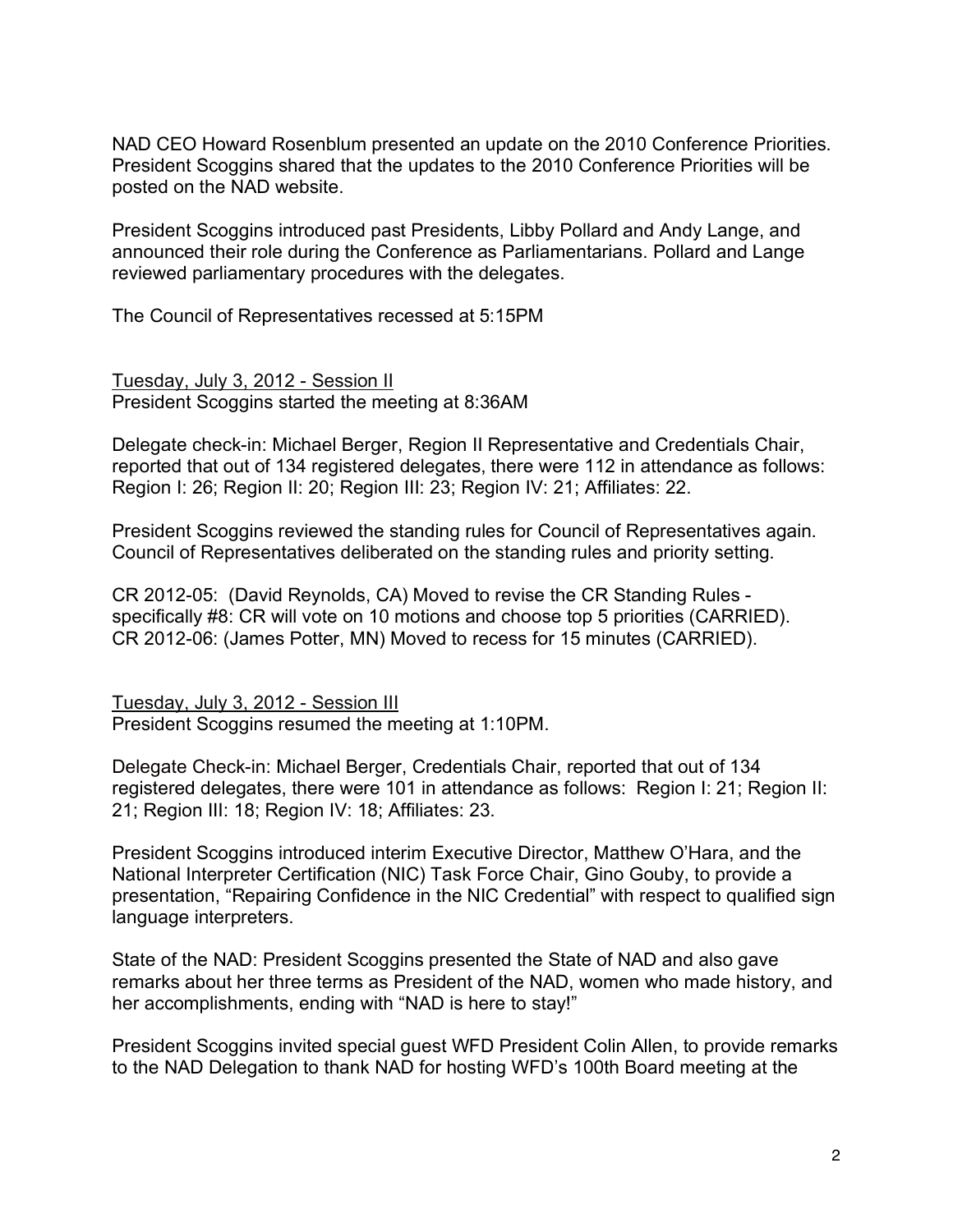NAD CEO Howard Rosenblum presented an update on the 2010 Conference Priorities. President Scoggins shared that the updates to the 2010 Conference Priorities will be posted on the NAD website.

President Scoggins introduced past Presidents, Libby Pollard and Andy Lange, and announced their role during the Conference as Parliamentarians. Pollard and Lange reviewed parliamentary procedures with the delegates.

The Council of Representatives recessed at 5:15PM

Tuesday, July 3, 2012 - Session II

President Scoggins started the meeting at 8:36AM

Delegate check-in: Michael Berger, Region II Representative and Credentials Chair, reported that out of 134 registered delegates, there were 112 in attendance as follows: Region I: 26; Region II: 20; Region III: 23; Region IV: 21; Affiliates: 22.

President Scoggins reviewed the standing rules for Council of Representatives again. Council of Representatives deliberated on the standing rules and priority setting.

CR 2012-05: (David Reynolds, CA) Moved to revise the CR Standing Rules - specifically #8: CR will vote on 10 motions and choose top 5 priorities (CARRIED).
CR 2012-06: (James Potter, MN) Moved to recess for 15 minutes (CARRIED).

Tuesday, July 3, 2012 - Session III

President Scoggins resumed the meeting at 1:10PM.

Delegate Check-in: Michael Berger, Credentials Chair, reported that out of 134 registered delegates, there were 101 in attendance as follows: Region I: 21; Region II: 21; Region III: 18; Region IV: 18; Affiliates: 23.

President Scoggins introduced interim Executive Director, Matthew O'Hara, and the National Interpreter Certification (NIC) Task Force Chair, Gino Gouby, to provide a presentation, "Repairing Confidence in the NIC Credential" with respect to qualified sign language interpreters.

State of the NAD: President Scoggins presented the State of NAD and also gave remarks about her three terms as President of the NAD, women who made history, and her accomplishments, ending with "NAD is here to stay!"

President Scoggins invited special guest WFD President Colin Allen, to provide remarks to the NAD Delegation to thank NAD for hosting WFD's 100th Board meeting at the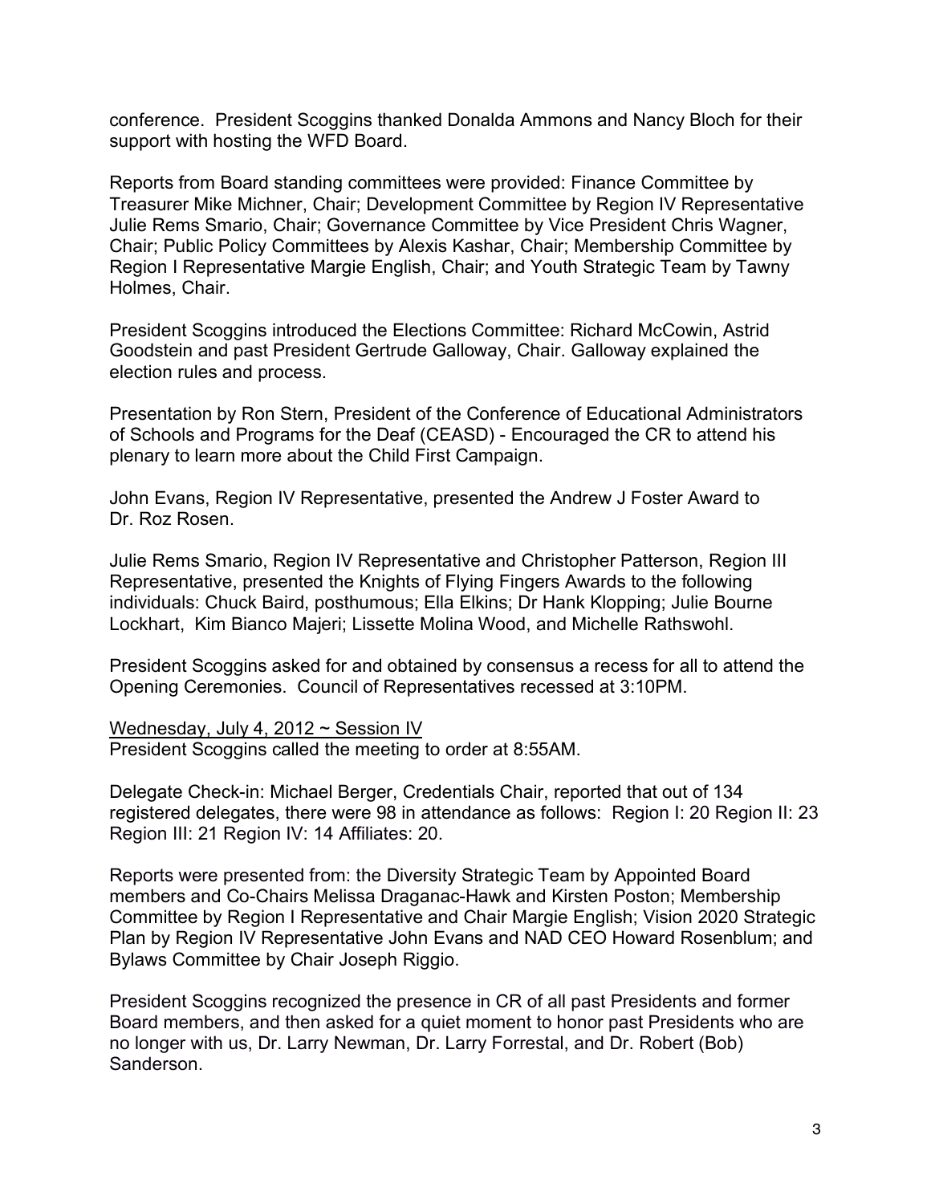conference. President Scoggins thanked Donalda Ammons and Nancy Bloch for their support with hosting the WFD Board.

Reports from Board standing committees were provided: Finance Committee by Treasurer Mike Michner, Chair; Development Committee by Region IV Representative Julie Rems Smario, Chair; Governance Committee by Vice President Chris Wagner, Chair; Public Policy Committees by Alexis Kashar, Chair; Membership Committee by Region I Representative Margie English, Chair; and Youth Strategic Team by Tawny Holmes, Chair.

President Scoggins introduced the Elections Committee: Richard McCowin, Astrid Goodstein and past President Gertrude Galloway, Chair. Galloway explained the election rules and process.

Presentation by Ron Stern, President of the Conference of Educational Administrators of Schools and Programs for the Deaf (CEASD) - Encouraged the CR to attend his plenary to learn more about the Child First Campaign.

John Evans, Region IV Representative, presented the Andrew J Foster Award to Dr. Roz Rosen.

Julie Rems Smario, Region IV Representative and Christopher Patterson, Region III Representative, presented the Knights of Flying Fingers Awards to the following individuals: Chuck Baird, posthumous; Ella Elkins; Dr Hank Klopping; Julie Bourne Lockhart, Kim Bianco Majeri; Lissette Molina Wood, and Michelle Rathswohl.

President Scoggins asked for and obtained by consensus a recess for all to attend the Opening Ceremonies. Council of Representatives recessed at 3:10PM.

<u>Wednesday, July 4, 2012 ~ Session IV</u>
President Scoggins called the meeting to order at 8:55AM.

Delegate Check-in: Michael Berger, Credentials Chair, reported that out of 134 registered delegates, there were 98 in attendance as follows: Region I: 20 Region II: 23 Region III: 21 Region IV: 14 Affiliates: 20.

Reports were presented from: the Diversity Strategic Team by Appointed Board members and Co-Chairs Melissa Draganac-Hawk and Kirsten Poston; Membership Committee by Region I Representative and Chair Margie English; Vision 2020 Strategic Plan by Region IV Representative John Evans and NAD CEO Howard Rosenblum; and Bylaws Committee by Chair Joseph Riggio.

President Scoggins recognized the presence in CR of all past Presidents and former Board members, and then asked for a quiet moment to honor past Presidents who are no longer with us, Dr. Larry Newman, Dr. Larry Forrestal, and Dr. Robert (Bob) Sanderson.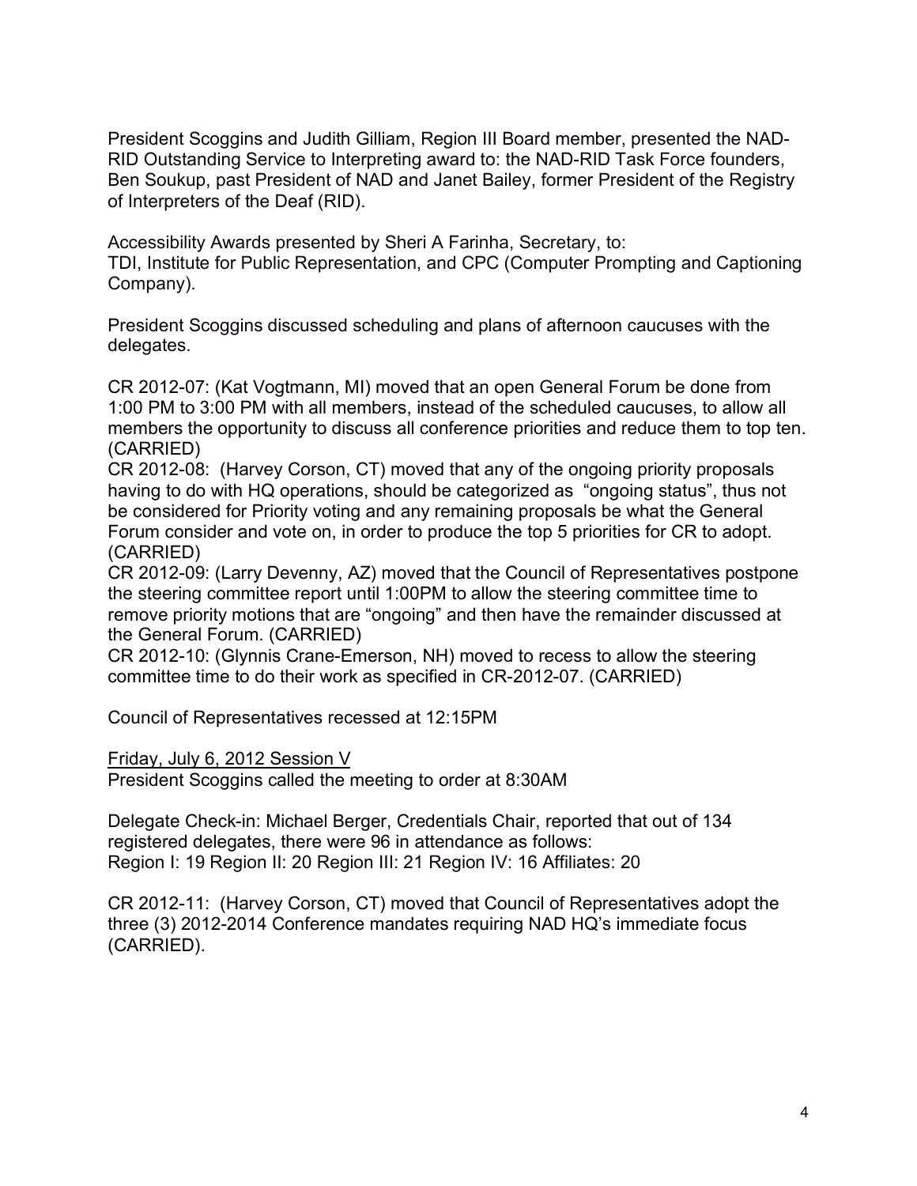President Scoggins and Judith Gilliam, Region III Board member, presented the NAD-RID Outstanding Service to Interpreting award to: the NAD-RID Task Force founders, Ben Soukup, past President of NAD and Janet Bailey, former President of the Registry of Interpreters of the Deaf (RID).

Accessibility Awards presented by Sheri A Farinha, Secretary, to:
TDI, Institute for Public Representation, and CPC (Computer Prompting and Captioning Company).

President Scoggins discussed scheduling and plans of afternoon caucuses with the delegates.

CR 2012-07: (Kat Vogtmann, MI) moved that an open General Forum be done from 1:00 PM to 3:00 PM with all members, instead of the scheduled caucuses, to allow all members the opportunity to discuss all conference priorities and reduce them to top ten. (CARRIED)
CR 2012-08: (Harvey Corson, CT) moved that any of the ongoing priority proposals having to do with HQ operations, should be categorized as "ongoing status", thus not be considered for Priority voting and any remaining proposals be what the General Forum consider and vote on, in order to produce the top 5 priorities for CR to adopt. (CARRIED)
CR 2012-09: (Larry Devenny, AZ) moved that the Council of Representatives postpone the steering committee report until 1:00PM to allow the steering committee time to remove priority motions that are "ongoing" and then have the remainder discussed at the General Forum. (CARRIED)
CR 2012-10: (Glynnis Crane-Emerson, NH) moved to recess to allow the steering committee time to do their work as specified in CR-2012-07. (CARRIED)

Council of Representatives recessed at 12:15PM

Friday, July 6, 2012 Session V
President Scoggins called the meeting to order at 8:30AM

Delegate Check-in: Michael Berger, Credentials Chair, reported that out of 134 registered delegates, there were 96 in attendance as follows:
Region I: 19 Region II: 20 Region III: 21 Region IV: 16 Affiliates: 20

CR 2012-11: (Harvey Corson, CT) moved that Council of Representatives adopt the three (3) 2012-2014 Conference mandates requiring NAD HQ's immediate focus (CARRIED).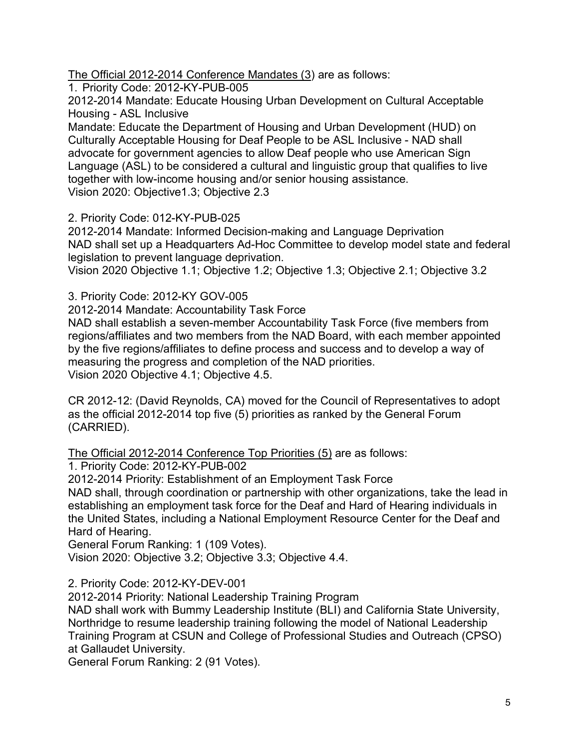<u>The Official 2012-2014 Conference Mandates (3)</u> are as follows:

1. Priority Code: 2012-KY-PUB-005
2012-2014 Mandate: Educate Housing Urban Development on Cultural Acceptable Housing - ASL Inclusive
Mandate: Educate the Department of Housing and Urban Development (HUD) on Culturally Acceptable Housing for Deaf People to be ASL Inclusive - NAD shall advocate for government agencies to allow Deaf people who use American Sign Language (ASL) to be considered a cultural and linguistic group that qualifies to live together with low-income housing and/or senior housing assistance.
Vision 2020: Objective1.3; Objective 2.3

2. Priority Code: 012-KY-PUB-025
2012-2014 Mandate: Informed Decision-making and Language Deprivation
NAD shall set up a Headquarters Ad-Hoc Committee to develop model state and federal legislation to prevent language deprivation.
Vision 2020 Objective 1.1; Objective 1.2; Objective 1.3; Objective 2.1; Objective 3.2

3. Priority Code: 2012-KY GOV-005
2012-2014 Mandate: Accountability Task Force
NAD shall establish a seven-member Accountability Task Force (five members from regions/affiliates and two members from the NAD Board, with each member appointed by the five regions/affiliates to define process and success and to develop a way of measuring the progress and completion of the NAD priorities.
Vision 2020 Objective 4.1; Objective 4.5.

CR 2012-12: (David Reynolds, CA) moved for the Council of Representatives to adopt as the official 2012-2014 top five (5) priorities as ranked by the General Forum (CARRIED).

<u>The Official 2012-2014 Conference Top Priorities (5)</u> are as follows:

1. Priority Code: 2012-KY-PUB-002
2012-2014 Priority: Establishment of an Employment Task Force
NAD shall, through coordination or partnership with other organizations, take the lead in establishing an employment task force for the Deaf and Hard of Hearing individuals in the United States, including a National Employment Resource Center for the Deaf and Hard of Hearing.
General Forum Ranking: 1 (109 Votes).
Vision 2020: Objective 3.2; Objective 3.3; Objective 4.4.

2. Priority Code: 2012-KY-DEV-001
2012-2014 Priority: National Leadership Training Program
NAD shall work with Bummy Leadership Institute (BLI) and California State University, Northridge to resume leadership training following the model of National Leadership Training Program at CSUN and College of Professional Studies and Outreach (CPSO) at Gallaudet University.
General Forum Ranking: 2 (91 Votes).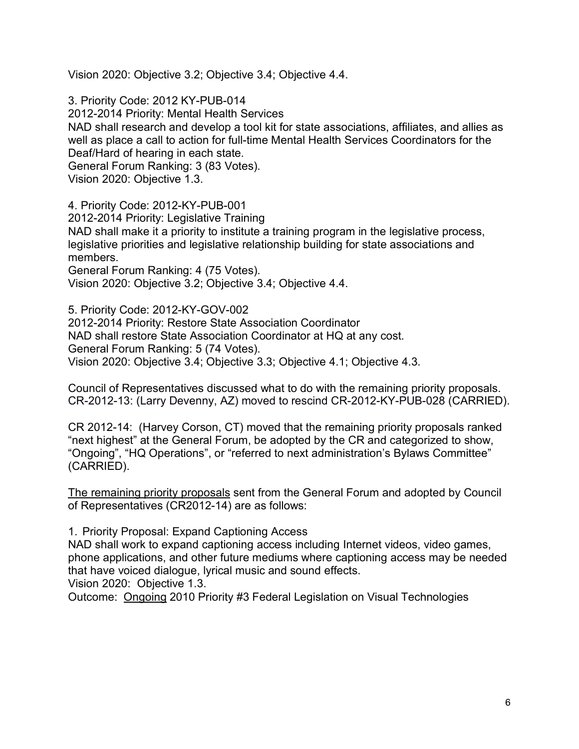Vision 2020: Objective 3.2; Objective 3.4; Objective 4.4.

3. Priority Code: 2012 KY-PUB-014
2012-2014 Priority: Mental Health Services
NAD shall research and develop a tool kit for state associations, affiliates, and allies as well as place a call to action for full-time Mental Health Services Coordinators for the Deaf/Hard of hearing in each state.
General Forum Ranking: 3 (83 Votes).
Vision 2020: Objective 1.3.

4. Priority Code: 2012-KY-PUB-001
2012-2014 Priority: Legislative Training
NAD shall make it a priority to institute a training program in the legislative process, legislative priorities and legislative relationship building for state associations and members.
General Forum Ranking: 4 (75 Votes).
Vision 2020: Objective 3.2; Objective 3.4; Objective 4.4.

5. Priority Code: 2012-KY-GOV-002
2012-2014 Priority: Restore State Association Coordinator
NAD shall restore State Association Coordinator at HQ at any cost.
General Forum Ranking: 5 (74 Votes).
Vision 2020: Objective 3.4; Objective 3.3; Objective 4.1; Objective 4.3.

Council of Representatives discussed what to do with the remaining priority proposals.
CR-2012-13: (Larry Devenny, AZ) moved to rescind CR-2012-KY-PUB-028 (CARRIED).

CR 2012-14: (Harvey Corson, CT) moved that the remaining priority proposals ranked "next highest" at the General Forum, be adopted by the CR and categorized to show, "Ongoing", "HQ Operations", or "referred to next administration's Bylaws Committee" (CARRIED).

<u>The remaining priority proposals</u> sent from the General Forum and adopted by Council of Representatives (CR2012-14) are as follows:

1. Priority Proposal: Expand Captioning Access
NAD shall work to expand captioning access including Internet videos, video games, phone applications, and other future mediums where captioning access may be needed that have voiced dialogue, lyrical music and sound effects.
Vision 2020: Objective 1.3.
Outcome: <u>Ongoing</u> 2010 Priority #3 Federal Legislation on Visual Technologies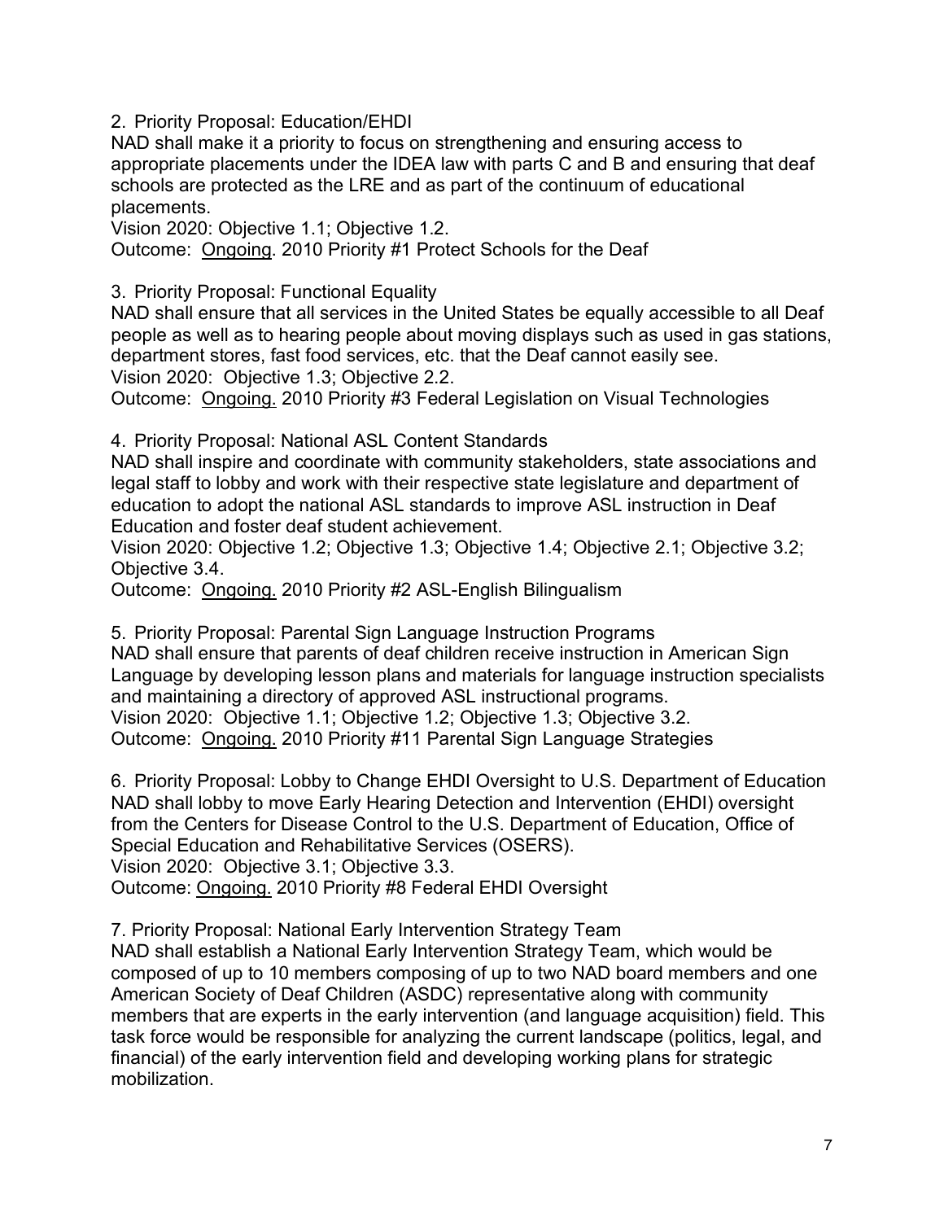2. Priority Proposal: Education/EHDI

NAD shall make it a priority to focus on strengthening and ensuring access to appropriate placements under the IDEA law with parts C and B and ensuring that deaf schools are protected as the LRE and as part of the continuum of educational placements.

Vision 2020: Objective 1.1; Objective 1.2.

Outcome: <u>Ongoing</u>. 2010 Priority #1 Protect Schools for the Deaf

3. Priority Proposal: Functional Equality

NAD shall ensure that all services in the United States be equally accessible to all Deaf people as well as to hearing people about moving displays such as used in gas stations, department stores, fast food services, etc. that the Deaf cannot easily see.

Vision 2020: Objective 1.3; Objective 2.2.

Outcome: <u>Ongoing.</u> 2010 Priority #3 Federal Legislation on Visual Technologies

4. Priority Proposal: National ASL Content Standards

NAD shall inspire and coordinate with community stakeholders, state associations and legal staff to lobby and work with their respective state legislature and department of education to adopt the national ASL standards to improve ASL instruction in Deaf Education and foster deaf student achievement.

Vision 2020: Objective 1.2; Objective 1.3; Objective 1.4; Objective 2.1; Objective 3.2; Objective 3.4.

Outcome: <u>Ongoing.</u> 2010 Priority #2 ASL-English Bilingualism

5. Priority Proposal: Parental Sign Language Instruction Programs

NAD shall ensure that parents of deaf children receive instruction in American Sign Language by developing lesson plans and materials for language instruction specialists and maintaining a directory of approved ASL instructional programs.

Vision 2020: Objective 1.1; Objective 1.2; Objective 1.3; Objective 3.2.

Outcome: <u>Ongoing.</u> 2010 Priority #11 Parental Sign Language Strategies

6. Priority Proposal: Lobby to Change EHDI Oversight to U.S. Department of Education

NAD shall lobby to move Early Hearing Detection and Intervention (EHDI) oversight from the Centers for Disease Control to the U.S. Department of Education, Office of Special Education and Rehabilitative Services (OSERS).

Vision 2020: Objective 3.1; Objective 3.3.

Outcome: <u>Ongoing.</u> 2010 Priority #8 Federal EHDI Oversight

7. Priority Proposal: National Early Intervention Strategy Team

NAD shall establish a National Early Intervention Strategy Team, which would be composed of up to 10 members composing of up to two NAD board members and one American Society of Deaf Children (ASDC) representative along with community members that are experts in the early intervention (and language acquisition) field. This task force would be responsible for analyzing the current landscape (politics, legal, and financial) of the early intervention field and developing working plans for strategic mobilization.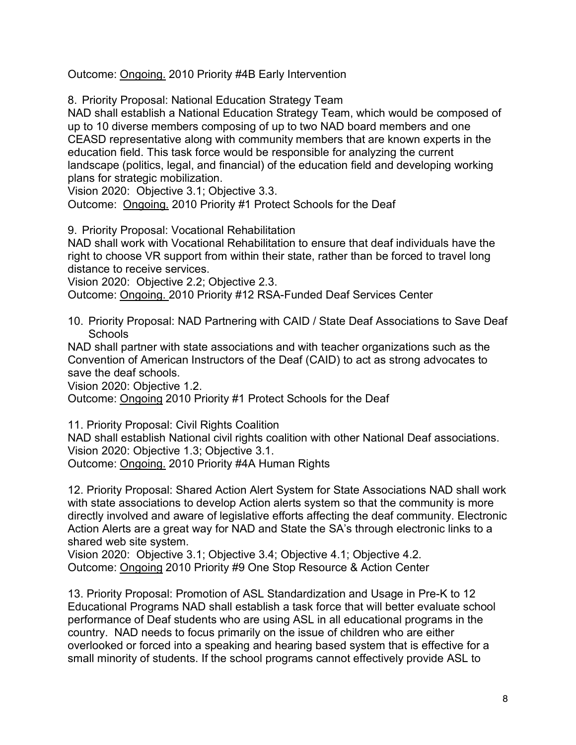Outcome: Ongoing. 2010 Priority #4B Early Intervention

8. Priority Proposal: National Education Strategy Team
NAD shall establish a National Education Strategy Team, which would be composed of up to 10 diverse members composing of up to two NAD board members and one CEASD representative along with community members that are known experts in the education field. This task force would be responsible for analyzing the current landscape (politics, legal, and financial) of the education field and developing working plans for strategic mobilization.
Vision 2020: Objective 3.1; Objective 3.3.
Outcome: Ongoing. 2010 Priority #1 Protect Schools for the Deaf

9. Priority Proposal: Vocational Rehabilitation
NAD shall work with Vocational Rehabilitation to ensure that deaf individuals have the right to choose VR support from within their state, rather than be forced to travel long distance to receive services.
Vision 2020: Objective 2.2; Objective 2.3.
Outcome: Ongoing. 2010 Priority #12 RSA-Funded Deaf Services Center

10. Priority Proposal: NAD Partnering with CAID / State Deaf Associations to Save Deaf Schools
NAD shall partner with state associations and with teacher organizations such as the Convention of American Instructors of the Deaf (CAID) to act as strong advocates to save the deaf schools.
Vision 2020: Objective 1.2.
Outcome: Ongoing 2010 Priority #1 Protect Schools for the Deaf

11. Priority Proposal: Civil Rights Coalition
NAD shall establish National civil rights coalition with other National Deaf associations.
Vision 2020: Objective 1.3; Objective 3.1.
Outcome: Ongoing. 2010 Priority #4A Human Rights

12. Priority Proposal: Shared Action Alert System for State Associations NAD shall work with state associations to develop Action alerts system so that the community is more directly involved and aware of legislative efforts affecting the deaf community. Electronic Action Alerts are a great way for NAD and State the SA's through electronic links to a shared web site system.
Vision 2020: Objective 3.1; Objective 3.4; Objective 4.1; Objective 4.2.
Outcome: Ongoing 2010 Priority #9 One Stop Resource & Action Center

13. Priority Proposal: Promotion of ASL Standardization and Usage in Pre-K to 12 Educational Programs NAD shall establish a task force that will better evaluate school performance of Deaf students who are using ASL in all educational programs in the country. NAD needs to focus primarily on the issue of children who are either overlooked or forced into a speaking and hearing based system that is effective for a small minority of students. If the school programs cannot effectively provide ASL to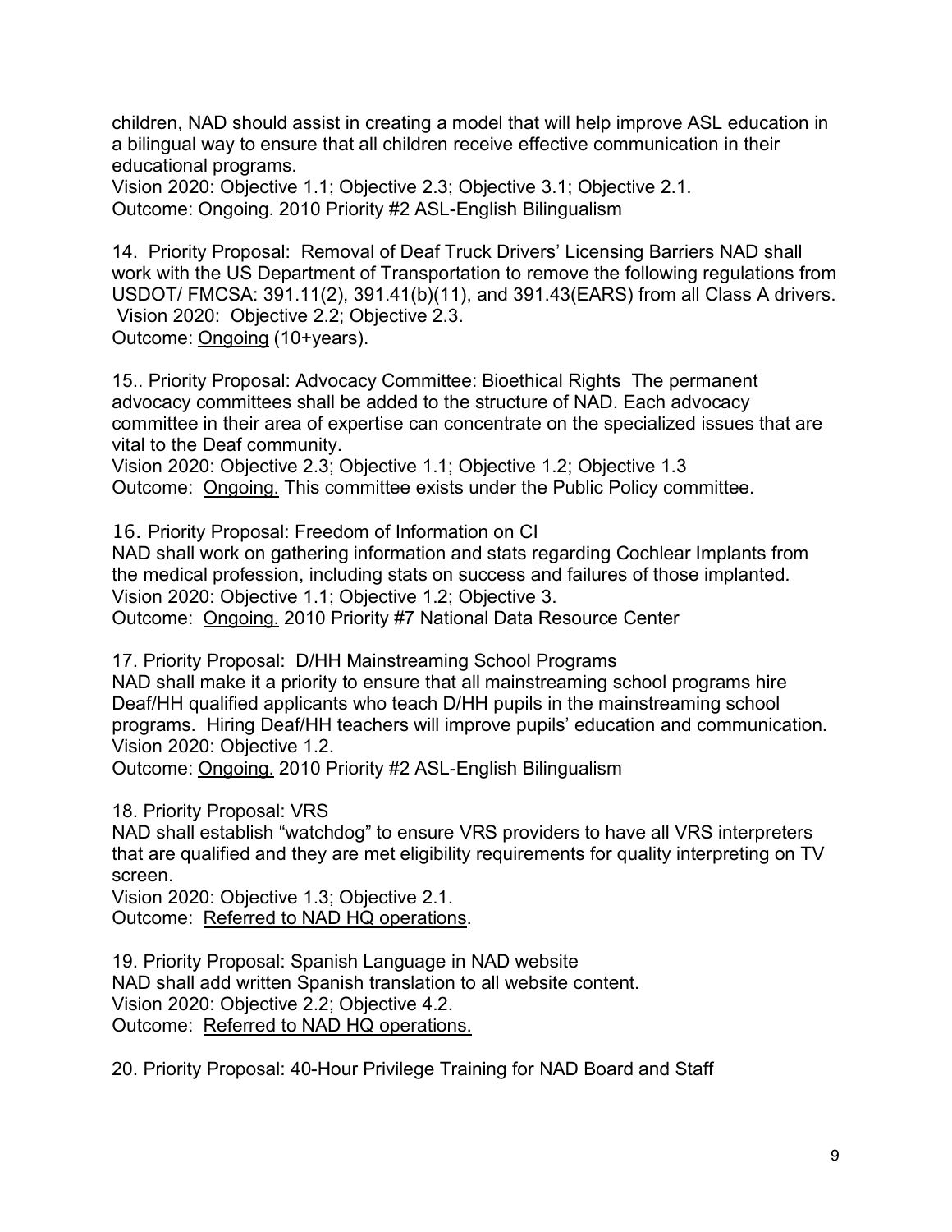children, NAD should assist in creating a model that will help improve ASL education in a bilingual way to ensure that all children receive effective communication in their educational programs.
Vision 2020: Objective 1.1; Objective 2.3; Objective 3.1; Objective 2.1.
Outcome: Ongoing. 2010 Priority #2 ASL-English Bilingualism

14. Priority Proposal: Removal of Deaf Truck Drivers' Licensing Barriers NAD shall work with the US Department of Transportation to remove the following regulations from USDOT/ FMCSA: 391.11(2), 391.41(b)(11), and 391.43(EARS) from all Class A drivers.
Vision 2020: Objective 2.2; Objective 2.3.
Outcome: Ongoing (10+years).

15.. Priority Proposal: Advocacy Committee: Bioethical Rights The permanent advocacy committees shall be added to the structure of NAD. Each advocacy committee in their area of expertise can concentrate on the specialized issues that are vital to the Deaf community.
Vision 2020: Objective 2.3; Objective 1.1; Objective 1.2; Objective 1.3
Outcome: Ongoing. This committee exists under the Public Policy committee.

16. Priority Proposal: Freedom of Information on CI
NAD shall work on gathering information and stats regarding Cochlear Implants from the medical profession, including stats on success and failures of those implanted.
Vision 2020: Objective 1.1; Objective 1.2; Objective 3.
Outcome: Ongoing. 2010 Priority #7 National Data Resource Center

17. Priority Proposal: D/HH Mainstreaming School Programs
NAD shall make it a priority to ensure that all mainstreaming school programs hire Deaf/HH qualified applicants who teach D/HH pupils in the mainstreaming school programs. Hiring Deaf/HH teachers will improve pupils' education and communication.
Vision 2020: Objective 1.2.
Outcome: Ongoing. 2010 Priority #2 ASL-English Bilingualism

18. Priority Proposal: VRS
NAD shall establish "watchdog" to ensure VRS providers to have all VRS interpreters that are qualified and they are met eligibility requirements for quality interpreting on TV screen.
Vision 2020: Objective 1.3; Objective 2.1.
Outcome: Referred to NAD HQ operations.

19. Priority Proposal: Spanish Language in NAD website
NAD shall add written Spanish translation to all website content.
Vision 2020: Objective 2.2; Objective 4.2.
Outcome: Referred to NAD HQ operations.

20. Priority Proposal: 40-Hour Privilege Training for NAD Board and Staff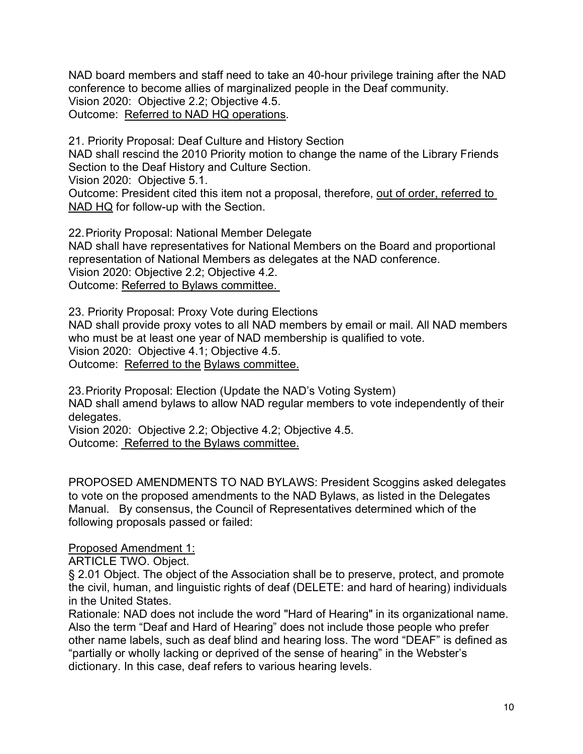NAD board members and staff need to take an 40-hour privilege training after the NAD conference to become allies of marginalized people in the Deaf community.
Vision 2020: Objective 2.2; Objective 4.5.
Outcome: Referred to NAD HQ operations.

21. Priority Proposal: Deaf Culture and History Section
NAD shall rescind the 2010 Priority motion to change the name of the Library Friends Section to the Deaf History and Culture Section.
Vision 2020: Objective 5.1.
Outcome: President cited this item not a proposal, therefore, out of order, referred to NAD HQ for follow-up with the Section.

22. Priority Proposal: National Member Delegate
NAD shall have representatives for National Members on the Board and proportional representation of National Members as delegates at the NAD conference.
Vision 2020: Objective 2.2; Objective 4.2.
Outcome: Referred to Bylaws committee.

23. Priority Proposal: Proxy Vote during Elections
NAD shall provide proxy votes to all NAD members by email or mail. All NAD members who must be at least one year of NAD membership is qualified to vote.
Vision 2020: Objective 4.1; Objective 4.5.
Outcome: Referred to the Bylaws committee.

23. Priority Proposal: Election (Update the NAD's Voting System)
NAD shall amend bylaws to allow NAD regular members to vote independently of their delegates.
Vision 2020: Objective 2.2; Objective 4.2; Objective 4.5.
Outcome: Referred to the Bylaws committee.

PROPOSED AMENDMENTS TO NAD BYLAWS: President Scoggins asked delegates to vote on the proposed amendments to the NAD Bylaws, as listed in the Delegates Manual. By consensus, the Council of Representatives determined which of the following proposals passed or failed:

Proposed Amendment 1:
ARTICLE TWO. Object.
§ 2.01 Object. The object of the Association shall be to preserve, protect, and promote the civil, human, and linguistic rights of deaf (DELETE: and hard of hearing) individuals in the United States.
Rationale: NAD does not include the word "Hard of Hearing" in its organizational name. Also the term "Deaf and Hard of Hearing" does not include those people who prefer other name labels, such as deaf blind and hearing loss. The word "DEAF" is defined as "partially or wholly lacking or deprived of the sense of hearing" in the Webster's dictionary. In this case, deaf refers to various hearing levels.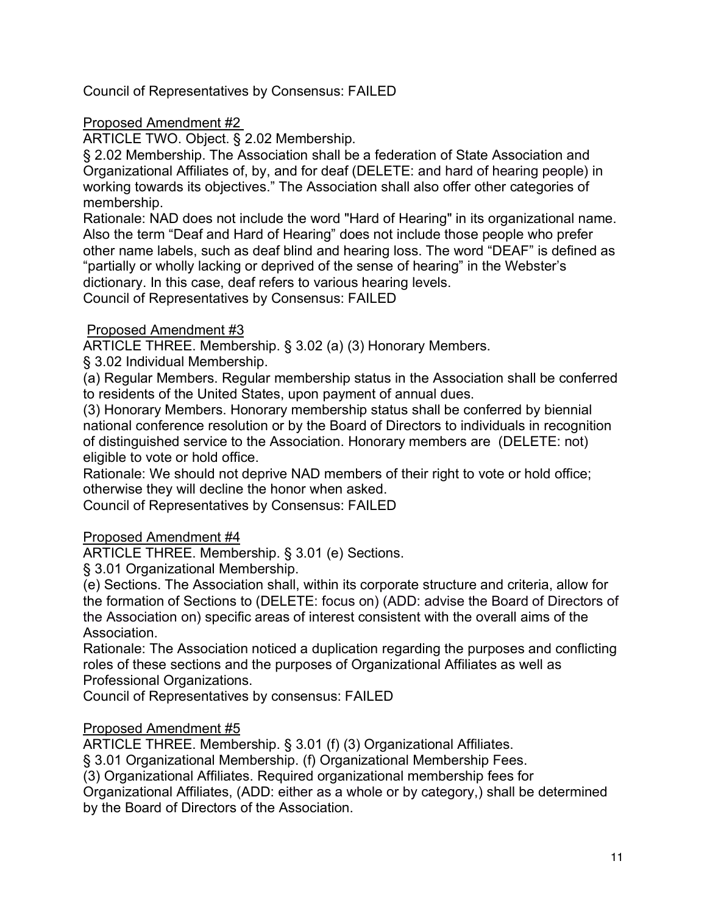Council of Representatives by Consensus: FAILED

<u>Proposed Amendment #2</u>

ARTICLE TWO. Object. § 2.02 Membership.

§ 2.02 Membership. The Association shall be a federation of State Association and Organizational Affiliates of, by, and for deaf (DELETE: and hard of hearing people) in working towards its objectives." The Association shall also offer other categories of membership.

Rationale: NAD does not include the word "Hard of Hearing" in its organizational name. Also the term "Deaf and Hard of Hearing" does not include those people who prefer other name labels, such as deaf blind and hearing loss. The word "DEAF" is defined as "partially or wholly lacking or deprived of the sense of hearing" in the Webster's dictionary. In this case, deaf refers to various hearing levels.

Council of Representatives by Consensus: FAILED

<u>Proposed Amendment #3</u>

ARTICLE THREE. Membership. § 3.02 (a) (3) Honorary Members.

§ 3.02 Individual Membership.

(a) Regular Members. Regular membership status in the Association shall be conferred to residents of the United States, upon payment of annual dues.

(3) Honorary Members. Honorary membership status shall be conferred by biennial national conference resolution or by the Board of Directors to individuals in recognition of distinguished service to the Association. Honorary members are (DELETE: not) eligible to vote or hold office.

Rationale: We should not deprive NAD members of their right to vote or hold office; otherwise they will decline the honor when asked.

Council of Representatives by Consensus: FAILED

<u>Proposed Amendment #4</u>

ARTICLE THREE. Membership. § 3.01 (e) Sections.

§ 3.01 Organizational Membership.

(e) Sections. The Association shall, within its corporate structure and criteria, allow for the formation of Sections to (DELETE: focus on) (ADD: advise the Board of Directors of the Association on) specific areas of interest consistent with the overall aims of the Association.

Rationale: The Association noticed a duplication regarding the purposes and conflicting roles of these sections and the purposes of Organizational Affiliates as well as Professional Organizations.

Council of Representatives by consensus: FAILED

<u>Proposed Amendment #5</u>

ARTICLE THREE. Membership. § 3.01 (f) (3) Organizational Affiliates.

§ 3.01 Organizational Membership. (f) Organizational Membership Fees.

(3) Organizational Affiliates. Required organizational membership fees for Organizational Affiliates, (ADD: either as a whole or by category,) shall be determined by the Board of Directors of the Association.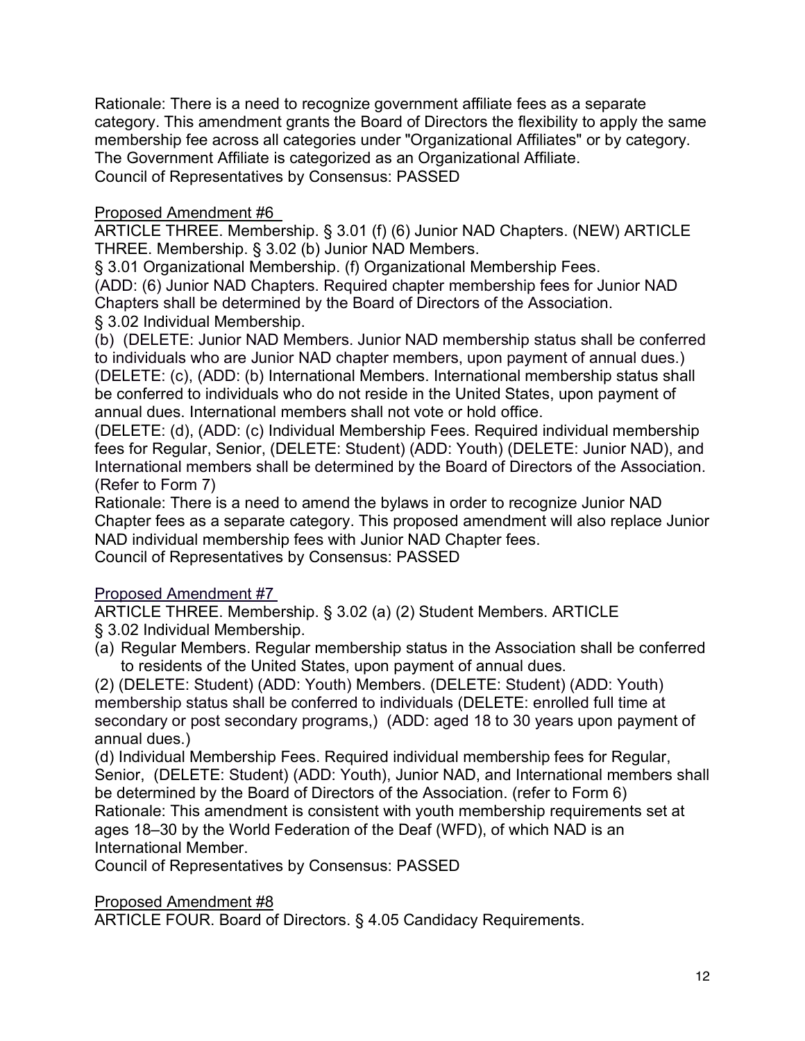Rationale: There is a need to recognize government affiliate fees as a separate category. This amendment grants the Board of Directors the flexibility to apply the same membership fee across all categories under "Organizational Affiliates" or by category. The Government Affiliate is categorized as an Organizational Affiliate.
Council of Representatives by Consensus: PASSED

<u>Proposed Amendment #6</u>

ARTICLE THREE. Membership. § 3.01 (f) (6) Junior NAD Chapters. (NEW) ARTICLE THREE. Membership. § 3.02 (b) Junior NAD Members.
§ 3.01 Organizational Membership. (f) Organizational Membership Fees.
(ADD: (6) Junior NAD Chapters. Required chapter membership fees for Junior NAD Chapters shall be determined by the Board of Directors of the Association.
§ 3.02 Individual Membership.
(b) (DELETE: Junior NAD Members. Junior NAD membership status shall be conferred to individuals who are Junior NAD chapter members, upon payment of annual dues.)
(DELETE: (c), (ADD: (b) International Members. International membership status shall be conferred to individuals who do not reside in the United States, upon payment of annual dues. International members shall not vote or hold office.
(DELETE: (d), (ADD: (c) Individual Membership Fees. Required individual membership fees for Regular, Senior, (DELETE: Student) (ADD: Youth) (DELETE: Junior NAD), and International members shall be determined by the Board of Directors of the Association. (Refer to Form 7)
Rationale: There is a need to amend the bylaws in order to recognize Junior NAD Chapter fees as a separate category. This proposed amendment will also replace Junior NAD individual membership fees with Junior NAD Chapter fees.
Council of Representatives by Consensus: PASSED

<u>Proposed Amendment #7</u>

ARTICLE THREE. Membership. § 3.02 (a) (2) Student Members. ARTICLE
§ 3.02 Individual Membership.

(a) Regular Members. Regular membership status in the Association shall be conferred to residents of the United States, upon payment of annual dues.

(2) (DELETE: Student) (ADD: Youth) Members. (DELETE: Student) (ADD: Youth) membership status shall be conferred to individuals (DELETE: enrolled full time at secondary or post secondary programs,) (ADD: aged 18 to 30 years upon payment of annual dues.)
(d) Individual Membership Fees. Required individual membership fees for Regular, Senior, (DELETE: Student) (ADD: Youth), Junior NAD, and International members shall be determined by the Board of Directors of the Association. (refer to Form 6)
Rationale: This amendment is consistent with youth membership requirements set at ages 18–30 by the World Federation of the Deaf (WFD), of which NAD is an International Member.
Council of Representatives by Consensus: PASSED

<u>Proposed Amendment #8</u>

ARTICLE FOUR. Board of Directors. § 4.05 Candidacy Requirements.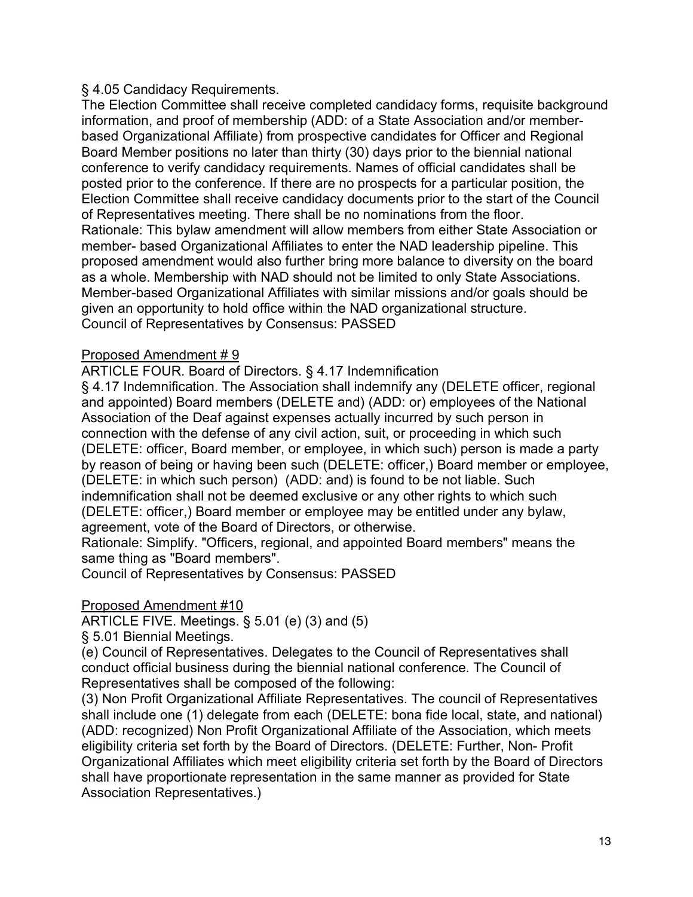§ 4.05 Candidacy Requirements.

The Election Committee shall receive completed candidacy forms, requisite background information, and proof of membership (ADD: of a State Association and/or member-based Organizational Affiliate) from prospective candidates for Officer and Regional Board Member positions no later than thirty (30) days prior to the biennial national conference to verify candidacy requirements. Names of official candidates shall be posted prior to the conference. If there are no prospects for a particular position, the Election Committee shall receive candidacy documents prior to the start of the Council of Representatives meeting. There shall be no nominations from the floor.

Rationale: This bylaw amendment will allow members from either State Association or member- based Organizational Affiliates to enter the NAD leadership pipeline. This proposed amendment would also further bring more balance to diversity on the board as a whole. Membership with NAD should not be limited to only State Associations. Member-based Organizational Affiliates with similar missions and/or goals should be given an opportunity to hold office within the NAD organizational structure.

Council of Representatives by Consensus: PASSED

<u>Proposed Amendment # 9</u>

ARTICLE FOUR. Board of Directors. § 4.17 Indemnification

§ 4.17 Indemnification. The Association shall indemnify any (DELETE officer, regional and appointed) Board members (DELETE and) (ADD: or) employees of the National Association of the Deaf against expenses actually incurred by such person in connection with the defense of any civil action, suit, or proceeding in which such (DELETE: officer, Board member, or employee, in which such) person is made a party by reason of being or having been such (DELETE: officer,) Board member or employee, (DELETE: in which such person) (ADD: and) is found to be not liable. Such indemnification shall not be deemed exclusive or any other rights to which such (DELETE: officer,) Board member or employee may be entitled under any bylaw, agreement, vote of the Board of Directors, or otherwise.

Rationale: Simplify. "Officers, regional, and appointed Board members" means the same thing as "Board members".

Council of Representatives by Consensus: PASSED

<u>Proposed Amendment #10</u>

ARTICLE FIVE. Meetings. § 5.01 (e) (3) and (5)

§ 5.01 Biennial Meetings.

(e) Council of Representatives. Delegates to the Council of Representatives shall conduct official business during the biennial national conference. The Council of Representatives shall be composed of the following:

(3) Non Profit Organizational Affiliate Representatives. The council of Representatives shall include one (1) delegate from each (DELETE: bona fide local, state, and national) (ADD: recognized) Non Profit Organizational Affiliate of the Association, which meets eligibility criteria set forth by the Board of Directors. (DELETE: Further, Non- Profit Organizational Affiliates which meet eligibility criteria set forth by the Board of Directors shall have proportionate representation in the same manner as provided for State Association Representatives.)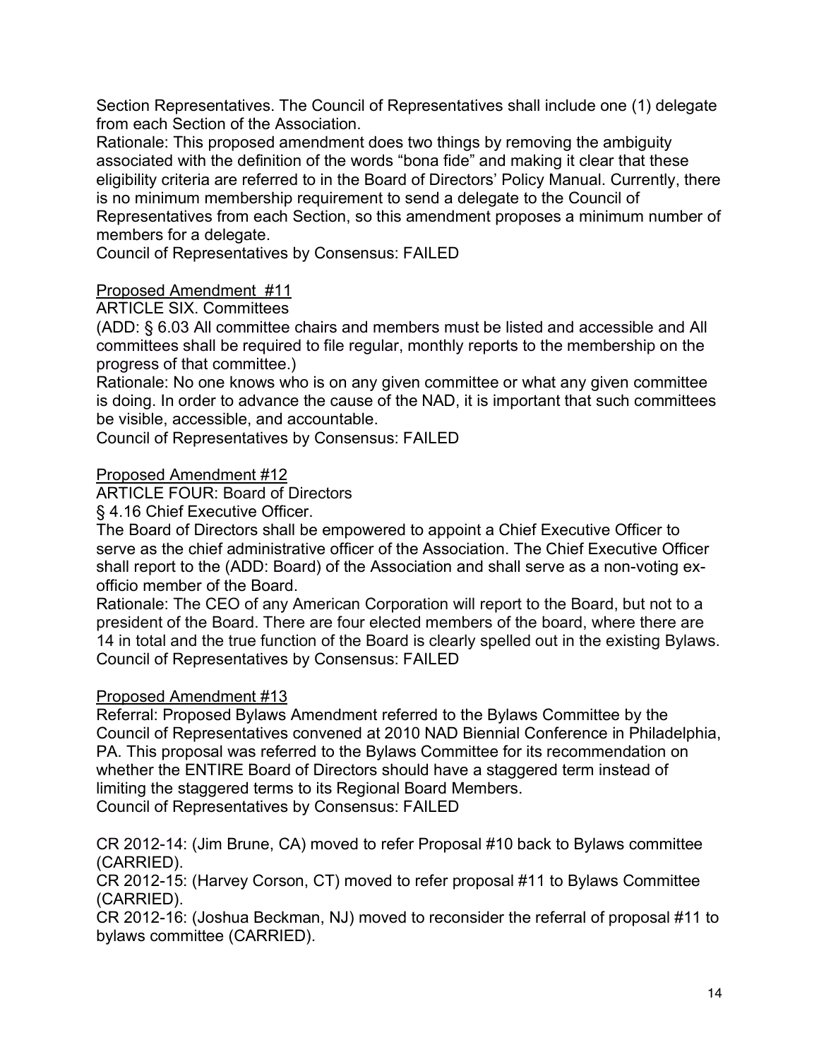Section Representatives. The Council of Representatives shall include one (1) delegate from each Section of the Association.

Rationale: This proposed amendment does two things by removing the ambiguity associated with the definition of the words "bona fide" and making it clear that these eligibility criteria are referred to in the Board of Directors' Policy Manual. Currently, there is no minimum membership requirement to send a delegate to the Council of Representatives from each Section, so this amendment proposes a minimum number of members for a delegate.

Council of Representatives by Consensus: FAILED

Proposed Amendment #11

ARTICLE SIX. Committees

(ADD: § 6.03 All committee chairs and members must be listed and accessible and All committees shall be required to file regular, monthly reports to the membership on the progress of that committee.)

Rationale: No one knows who is on any given committee or what any given committee is doing. In order to advance the cause of the NAD, it is important that such committees be visible, accessible, and accountable.

Council of Representatives by Consensus: FAILED

Proposed Amendment #12

ARTICLE FOUR: Board of Directors

§ 4.16 Chief Executive Officer.

The Board of Directors shall be empowered to appoint a Chief Executive Officer to serve as the chief administrative officer of the Association. The Chief Executive Officer shall report to the (ADD: Board) of the Association and shall serve as a non-voting ex-officio member of the Board.

Rationale: The CEO of any American Corporation will report to the Board, but not to a president of the Board. There are four elected members of the board, where there are 14 in total and the true function of the Board is clearly spelled out in the existing Bylaws.

Council of Representatives by Consensus: FAILED

Proposed Amendment #13

Referral: Proposed Bylaws Amendment referred to the Bylaws Committee by the Council of Representatives convened at 2010 NAD Biennial Conference in Philadelphia, PA. This proposal was referred to the Bylaws Committee for its recommendation on whether the ENTIRE Board of Directors should have a staggered term instead of limiting the staggered terms to its Regional Board Members.

Council of Representatives by Consensus: FAILED

CR 2012-14: (Jim Brune, CA) moved to refer Proposal #10 back to Bylaws committee (CARRIED).

CR 2012-15: (Harvey Corson, CT) moved to refer proposal #11 to Bylaws Committee (CARRIED).

CR 2012-16: (Joshua Beckman, NJ) moved to reconsider the referral of proposal #11 to bylaws committee (CARRIED).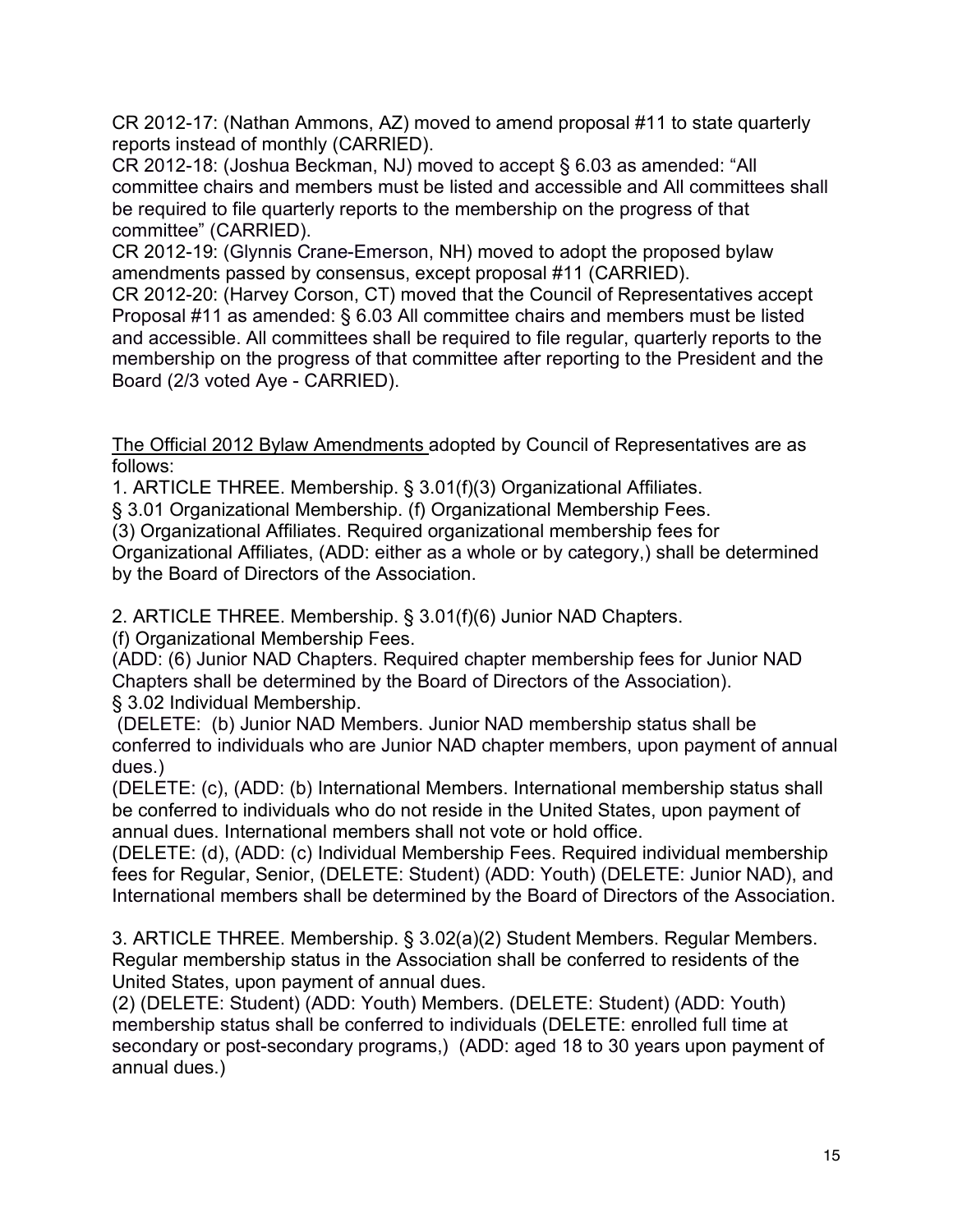CR 2012-17: (Nathan Ammons, AZ) moved to amend proposal #11 to state quarterly reports instead of monthly (CARRIED).
CR 2012-18: (Joshua Beckman, NJ) moved to accept § 6.03 as amended: "All committee chairs and members must be listed and accessible and All committees shall be required to file quarterly reports to the membership on the progress of that committee" (CARRIED).
CR 2012-19: (Glynnis Crane-Emerson, NH) moved to adopt the proposed bylaw amendments passed by consensus, except proposal #11 (CARRIED).
CR 2012-20: (Harvey Corson, CT) moved that the Council of Representatives accept Proposal #11 as amended: § 6.03 All committee chairs and members must be listed and accessible. All committees shall be required to file regular, quarterly reports to the membership on the progress of that committee after reporting to the President and the Board (2/3 voted Aye - CARRIED).

<u>The Official 2012 Bylaw Amendments</u> adopted by Council of Representatives are as follows:
1. ARTICLE THREE. Membership. § 3.01(f)(3) Organizational Affiliates.
§ 3.01 Organizational Membership. (f) Organizational Membership Fees.
(3) Organizational Affiliates. Required organizational membership fees for Organizational Affiliates, (ADD: either as a whole or by category,) shall be determined by the Board of Directors of the Association.

2. ARTICLE THREE. Membership. § 3.01(f)(6) Junior NAD Chapters.
(f) Organizational Membership Fees.
(ADD: (6) Junior NAD Chapters. Required chapter membership fees for Junior NAD Chapters shall be determined by the Board of Directors of the Association).
§ 3.02 Individual Membership.
(DELETE: (b) Junior NAD Members. Junior NAD membership status shall be conferred to individuals who are Junior NAD chapter members, upon payment of annual dues.)
(DELETE: (c), (ADD: (b) International Members. International membership status shall be conferred to individuals who do not reside in the United States, upon payment of annual dues. International members shall not vote or hold office.
(DELETE: (d), (ADD: (c) Individual Membership Fees. Required individual membership fees for Regular, Senior, (DELETE: Student) (ADD: Youth) (DELETE: Junior NAD), and International members shall be determined by the Board of Directors of the Association.

3. ARTICLE THREE. Membership. § 3.02(a)(2) Student Members. Regular Members. Regular membership status in the Association shall be conferred to residents of the United States, upon payment of annual dues.
(2) (DELETE: Student) (ADD: Youth) Members. (DELETE: Student) (ADD: Youth) membership status shall be conferred to individuals (DELETE: enrolled full time at secondary or post-secondary programs,) (ADD: aged 18 to 30 years upon payment of annual dues.)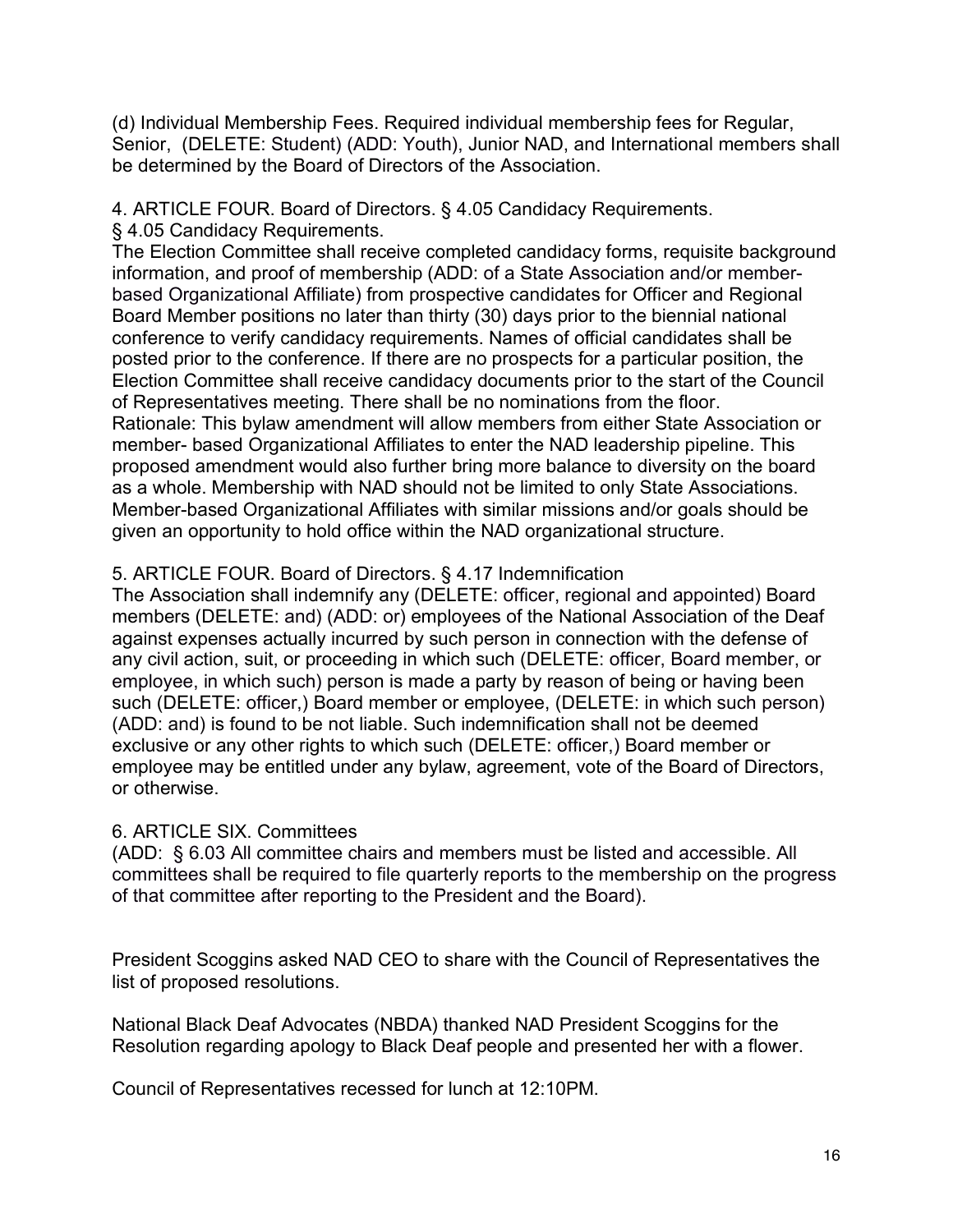(d) Individual Membership Fees. Required individual membership fees for Regular, Senior, (DELETE: Student) (ADD: Youth), Junior NAD, and International members shall be determined by the Board of Directors of the Association.

4. ARTICLE FOUR. Board of Directors. § 4.05 Candidacy Requirements.
§ 4.05 Candidacy Requirements.
The Election Committee shall receive completed candidacy forms, requisite background information, and proof of membership (ADD: of a State Association and/or member-based Organizational Affiliate) from prospective candidates for Officer and Regional Board Member positions no later than thirty (30) days prior to the biennial national conference to verify candidacy requirements. Names of official candidates shall be posted prior to the conference. If there are no prospects for a particular position, the Election Committee shall receive candidacy documents prior to the start of the Council of Representatives meeting. There shall be no nominations from the floor.
Rationale: This bylaw amendment will allow members from either State Association or member- based Organizational Affiliates to enter the NAD leadership pipeline. This proposed amendment would also further bring more balance to diversity on the board as a whole. Membership with NAD should not be limited to only State Associations. Member-based Organizational Affiliates with similar missions and/or goals should be given an opportunity to hold office within the NAD organizational structure.

5. ARTICLE FOUR. Board of Directors. § 4.17 Indemnification
The Association shall indemnify any (DELETE: officer, regional and appointed) Board members (DELETE: and) (ADD: or) employees of the National Association of the Deaf against expenses actually incurred by such person in connection with the defense of any civil action, suit, or proceeding in which such (DELETE: officer, Board member, or employee, in which such) person is made a party by reason of being or having been such (DELETE: officer,) Board member or employee, (DELETE: in which such person) (ADD: and) is found to be not liable. Such indemnification shall not be deemed exclusive or any other rights to which such (DELETE: officer,) Board member or employee may be entitled under any bylaw, agreement, vote of the Board of Directors, or otherwise.

6. ARTICLE SIX. Committees
(ADD: § 6.03 All committee chairs and members must be listed and accessible. All committees shall be required to file quarterly reports to the membership on the progress of that committee after reporting to the President and the Board).

President Scoggins asked NAD CEO to share with the Council of Representatives the list of proposed resolutions.

National Black Deaf Advocates (NBDA) thanked NAD President Scoggins for the Resolution regarding apology to Black Deaf people and presented her with a flower.

Council of Representatives recessed for lunch at 12:10PM.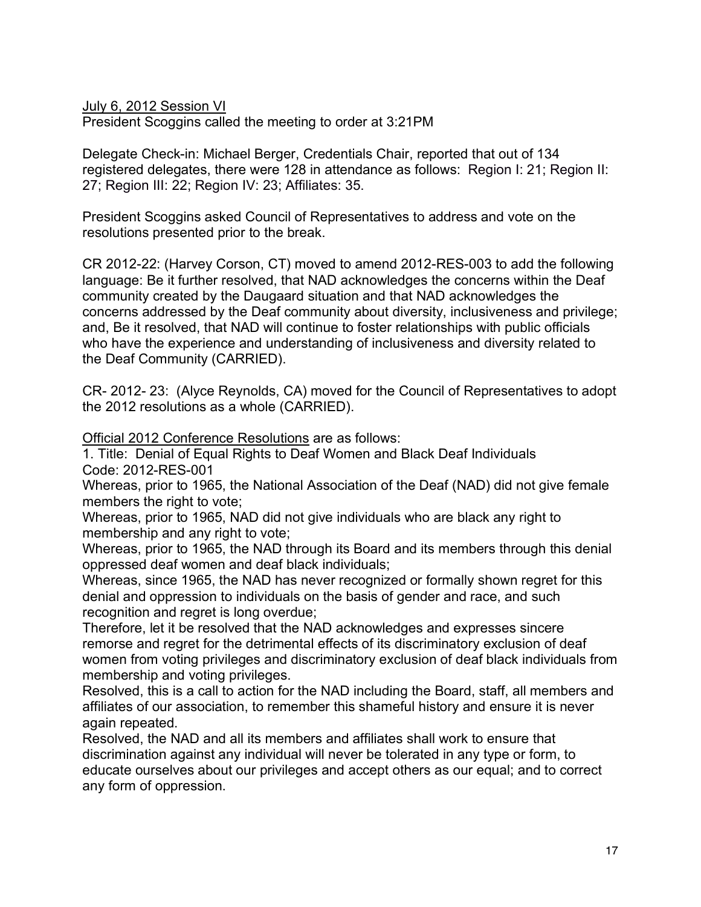<u>July 6, 2012 Session VI</u>
President Scoggins called the meeting to order at 3:21PM

Delegate Check-in: Michael Berger, Credentials Chair, reported that out of 134 registered delegates, there were 128 in attendance as follows: Region I: 21; Region II: 27; Region III: 22; Region IV: 23; Affiliates: 35.

President Scoggins asked Council of Representatives to address and vote on the resolutions presented prior to the break.

CR 2012-22: (Harvey Corson, CT) moved to amend 2012-RES-003 to add the following language: Be it further resolved, that NAD acknowledges the concerns within the Deaf community created by the Daugaard situation and that NAD acknowledges the concerns addressed by the Deaf community about diversity, inclusiveness and privilege; and, Be it resolved, that NAD will continue to foster relationships with public officials who have the experience and understanding of inclusiveness and diversity related to the Deaf Community (CARRIED).

CR- 2012- 23: (Alyce Reynolds, CA) moved for the Council of Representatives to adopt the 2012 resolutions as a whole (CARRIED).

<u>Official 2012 Conference Resolutions</u> are as follows:

1. Title: Denial of Equal Rights to Deaf Women and Black Deaf Individuals
Code: 2012-RES-001
Whereas, prior to 1965, the National Association of the Deaf (NAD) did not give female members the right to vote;
Whereas, prior to 1965, NAD did not give individuals who are black any right to membership and any right to vote;
Whereas, prior to 1965, the NAD through its Board and its members through this denial oppressed deaf women and deaf black individuals;
Whereas, since 1965, the NAD has never recognized or formally shown regret for this denial and oppression to individuals on the basis of gender and race, and such recognition and regret is long overdue;
Therefore, let it be resolved that the NAD acknowledges and expresses sincere remorse and regret for the detrimental effects of its discriminatory exclusion of deaf women from voting privileges and discriminatory exclusion of deaf black individuals from membership and voting privileges.
Resolved, this is a call to action for the NAD including the Board, staff, all members and affiliates of our association, to remember this shameful history and ensure it is never again repeated.
Resolved, the NAD and all its members and affiliates shall work to ensure that discrimination against any individual will never be tolerated in any type or form, to educate ourselves about our privileges and accept others as our equal; and to correct any form of oppression.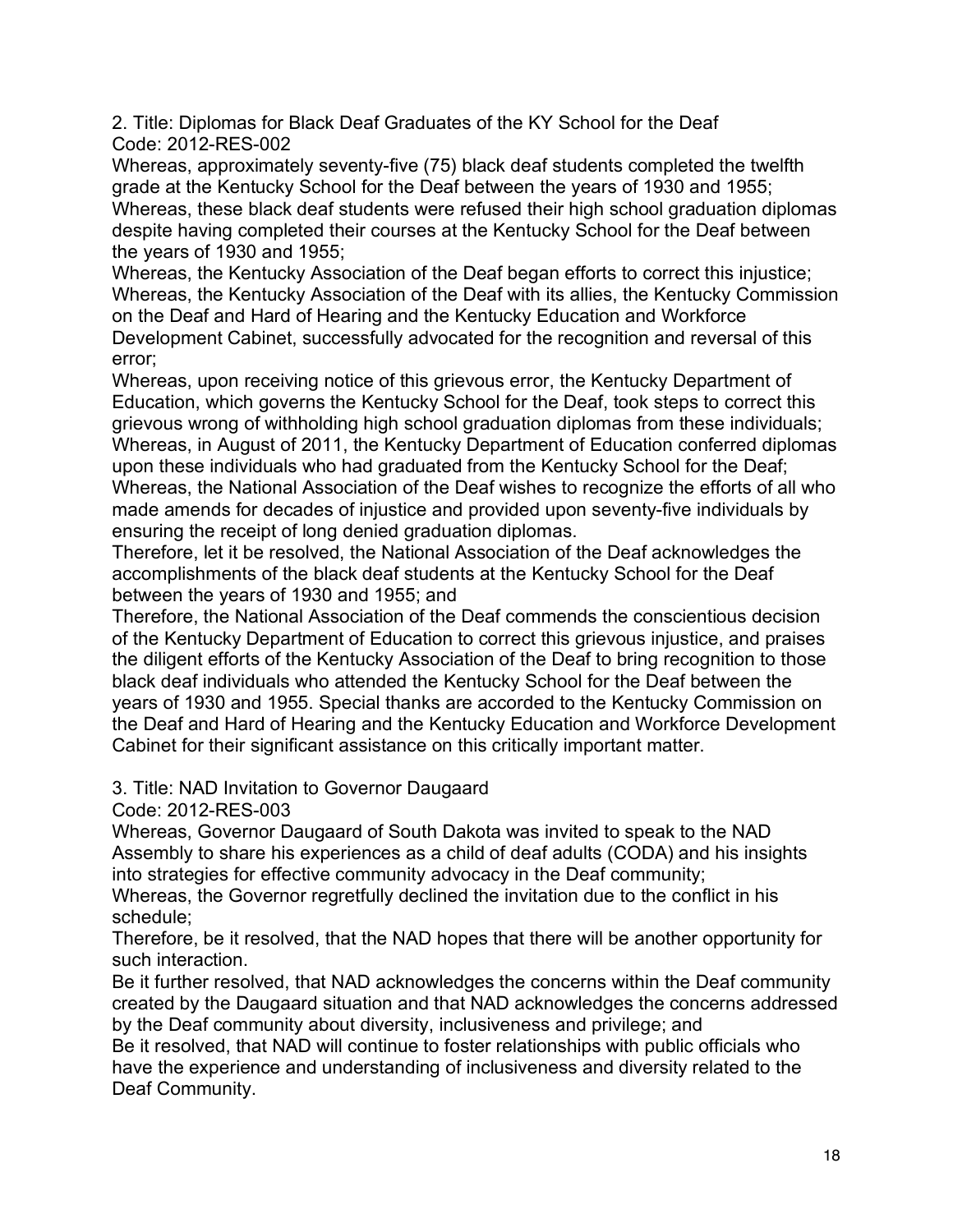2. Title: Diplomas for Black Deaf Graduates of the KY School for the Deaf
Code: 2012-RES-002

Whereas, approximately seventy-five (75) black deaf students completed the twelfth grade at the Kentucky School for the Deaf between the years of 1930 and 1955;
Whereas, these black deaf students were refused their high school graduation diplomas despite having completed their courses at the Kentucky School for the Deaf between the years of 1930 and 1955;
Whereas, the Kentucky Association of the Deaf began efforts to correct this injustice;
Whereas, the Kentucky Association of the Deaf with its allies, the Kentucky Commission on the Deaf and Hard of Hearing and the Kentucky Education and Workforce Development Cabinet, successfully advocated for the recognition and reversal of this error;
Whereas, upon receiving notice of this grievous error, the Kentucky Department of Education, which governs the Kentucky School for the Deaf, took steps to correct this grievous wrong of withholding high school graduation diplomas from these individuals;
Whereas, in August of 2011, the Kentucky Department of Education conferred diplomas upon these individuals who had graduated from the Kentucky School for the Deaf;
Whereas, the National Association of the Deaf wishes to recognize the efforts of all who made amends for decades of injustice and provided upon seventy-five individuals by ensuring the receipt of long denied graduation diplomas.
Therefore, let it be resolved, the National Association of the Deaf acknowledges the accomplishments of the black deaf students at the Kentucky School for the Deaf between the years of 1930 and 1955; and
Therefore, the National Association of the Deaf commends the conscientious decision of the Kentucky Department of Education to correct this grievous injustice, and praises the diligent efforts of the Kentucky Association of the Deaf to bring recognition to those black deaf individuals who attended the Kentucky School for the Deaf between the years of 1930 and 1955. Special thanks are accorded to the Kentucky Commission on the Deaf and Hard of Hearing and the Kentucky Education and Workforce Development Cabinet for their significant assistance on this critically important matter.

3. Title: NAD Invitation to Governor Daugaard
Code: 2012-RES-003

Whereas, Governor Daugaard of South Dakota was invited to speak to the NAD Assembly to share his experiences as a child of deaf adults (CODA) and his insights into strategies for effective community advocacy in the Deaf community;
Whereas, the Governor regretfully declined the invitation due to the conflict in his schedule;
Therefore, be it resolved, that the NAD hopes that there will be another opportunity for such interaction.
Be it further resolved, that NAD acknowledges the concerns within the Deaf community created by the Daugaard situation and that NAD acknowledges the concerns addressed by the Deaf community about diversity, inclusiveness and privilege; and
Be it resolved, that NAD will continue to foster relationships with public officials who have the experience and understanding of inclusiveness and diversity related to the Deaf Community.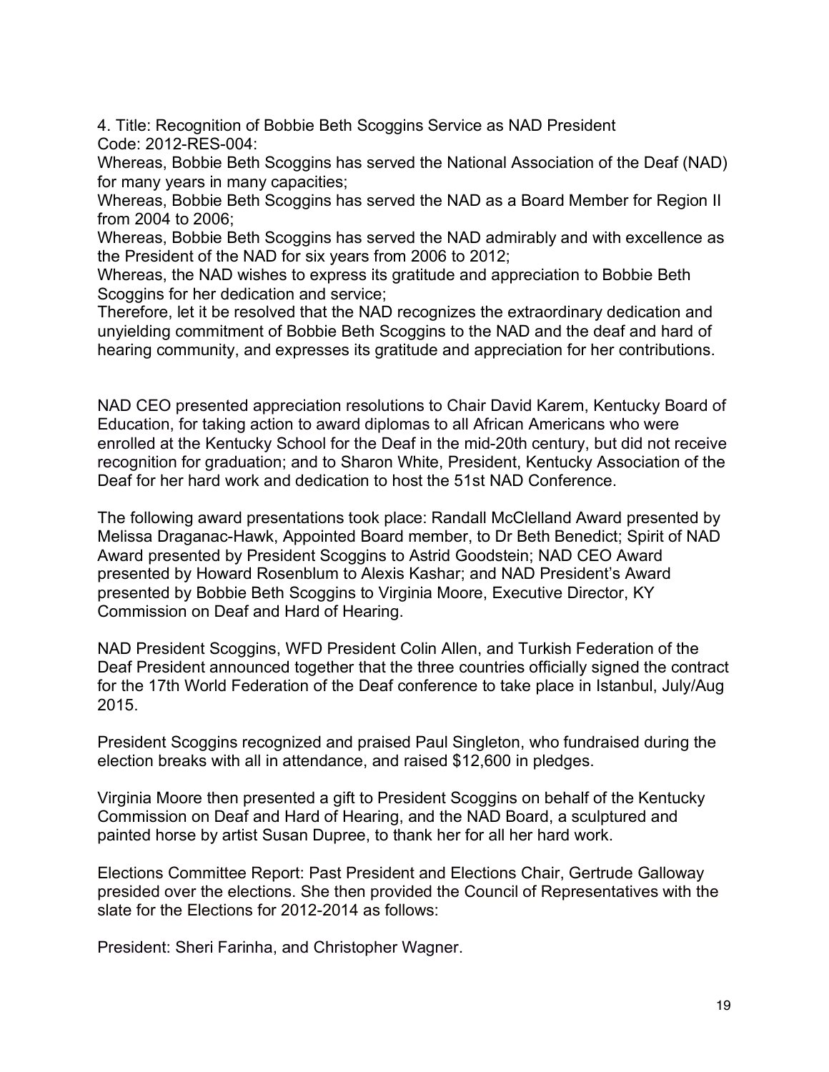4. Title: Recognition of Bobbie Beth Scoggins Service as NAD President
Code: 2012-RES-004:

Whereas, Bobbie Beth Scoggins has served the National Association of the Deaf (NAD) for many years in many capacities;

Whereas, Bobbie Beth Scoggins has served the NAD as a Board Member for Region II from 2004 to 2006;

Whereas, Bobbie Beth Scoggins has served the NAD admirably and with excellence as the President of the NAD for six years from 2006 to 2012;

Whereas, the NAD wishes to express its gratitude and appreciation to Bobbie Beth Scoggins for her dedication and service;

Therefore, let it be resolved that the NAD recognizes the extraordinary dedication and unyielding commitment of Bobbie Beth Scoggins to the NAD and the deaf and hard of hearing community, and expresses its gratitude and appreciation for her contributions.

NAD CEO presented appreciation resolutions to Chair David Karem, Kentucky Board of Education, for taking action to award diplomas to all African Americans who were enrolled at the Kentucky School for the Deaf in the mid-20th century, but did not receive recognition for graduation; and to Sharon White, President, Kentucky Association of the Deaf for her hard work and dedication to host the 51st NAD Conference.

The following award presentations took place: Randall McClelland Award presented by Melissa Draganac-Hawk, Appointed Board member, to Dr Beth Benedict; Spirit of NAD Award presented by President Scoggins to Astrid Goodstein; NAD CEO Award presented by Howard Rosenblum to Alexis Kashar; and NAD President's Award presented by Bobbie Beth Scoggins to Virginia Moore, Executive Director, KY Commission on Deaf and Hard of Hearing.

NAD President Scoggins, WFD President Colin Allen, and Turkish Federation of the Deaf President announced together that the three countries officially signed the contract for the 17th World Federation of the Deaf conference to take place in Istanbul, July/Aug 2015.

President Scoggins recognized and praised Paul Singleton, who fundraised during the election breaks with all in attendance, and raised $12,600 in pledges.

Virginia Moore then presented a gift to President Scoggins on behalf of the Kentucky Commission on Deaf and Hard of Hearing, and the NAD Board, a sculptured and painted horse by artist Susan Dupree, to thank her for all her hard work.

Elections Committee Report: Past President and Elections Chair, Gertrude Galloway presided over the elections. She then provided the Council of Representatives with the slate for the Elections for 2012-2014 as follows:

President: Sheri Farinha, and Christopher Wagner.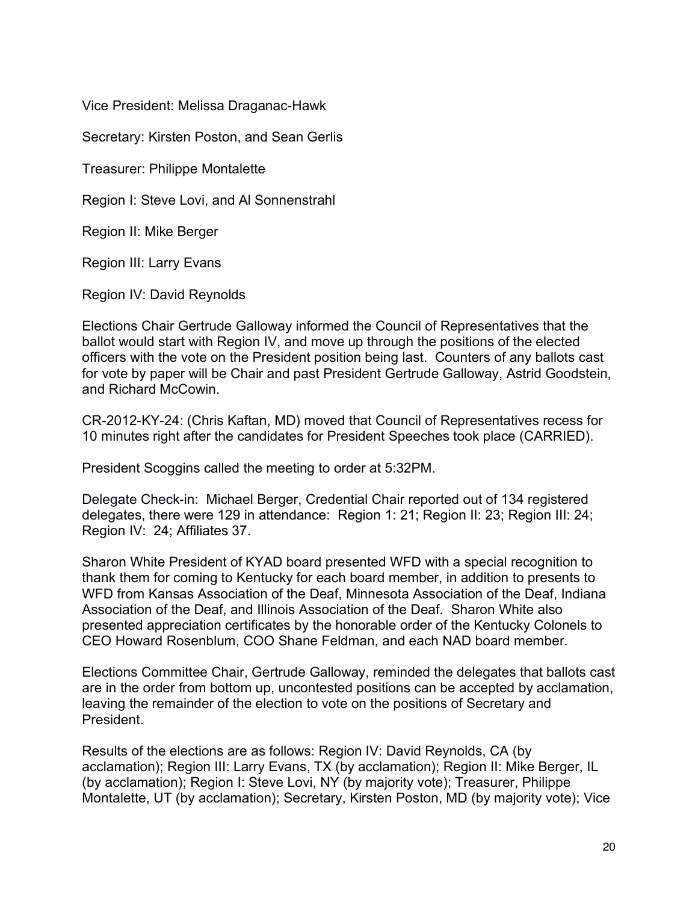Vice President: Melissa Draganac-Hawk

Secretary: Kirsten Poston, and Sean Gerlis

Treasurer: Philippe Montalette

Region I: Steve Lovi, and Al Sonnenstrahl

Region II: Mike Berger

Region III: Larry Evans

Region IV: David Reynolds

Elections Chair Gertrude Galloway informed the Council of Representatives that the ballot would start with Region IV, and move up through the positions of the elected officers with the vote on the President position being last. Counters of any ballots cast for vote by paper will be Chair and past President Gertrude Galloway, Astrid Goodstein, and Richard McCowin.

CR-2012-KY-24: (Chris Kaftan, MD) moved that Council of Representatives recess for 10 minutes right after the candidates for President Speeches took place (CARRIED).

President Scoggins called the meeting to order at 5:32PM.

Delegate Check-in: Michael Berger, Credential Chair reported out of 134 registered delegates, there were 129 in attendance: Region 1: 21; Region II: 23; Region III: 24; Region IV: 24; Affiliates 37.

Sharon White President of KYAD board presented WFD with a special recognition to thank them for coming to Kentucky for each board member, in addition to presents to WFD from Kansas Association of the Deaf, Minnesota Association of the Deaf, Indiana Association of the Deaf, and Illinois Association of the Deaf. Sharon White also presented appreciation certificates by the honorable order of the Kentucky Colonels to CEO Howard Rosenblum, COO Shane Feldman, and each NAD board member.

Elections Committee Chair, Gertrude Galloway, reminded the delegates that ballots cast are in the order from bottom up, uncontested positions can be accepted by acclamation, leaving the remainder of the election to vote on the positions of Secretary and President.

Results of the elections are as follows: Region IV: David Reynolds, CA (by acclamation); Region III: Larry Evans, TX (by acclamation); Region II: Mike Berger, IL (by acclamation); Region I: Steve Lovi, NY (by majority vote); Treasurer, Philippe Montalette, UT (by acclamation); Secretary, Kirsten Poston, MD (by majority vote); Vice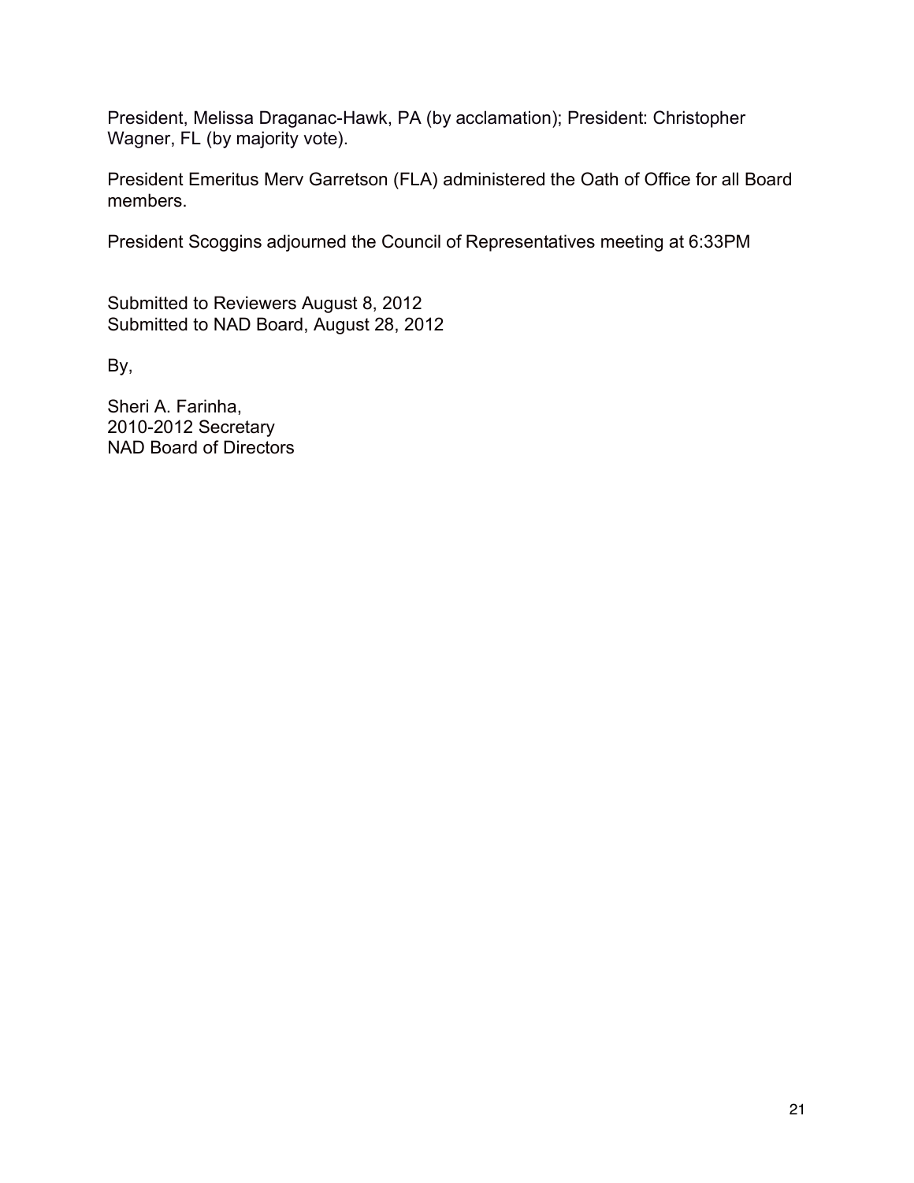President, Melissa Draganac-Hawk, PA (by acclamation); President: Christopher Wagner, FL (by majority vote).

President Emeritus Merv Garretson (FLA) administered the Oath of Office for all Board members.

President Scoggins adjourned the Council of Representatives meeting at 6:33PM

Submitted to Reviewers August 8, 2012
Submitted to NAD Board, August 28, 2012

By,

Sheri A. Farinha,
2010-2012 Secretary
NAD Board of Directors